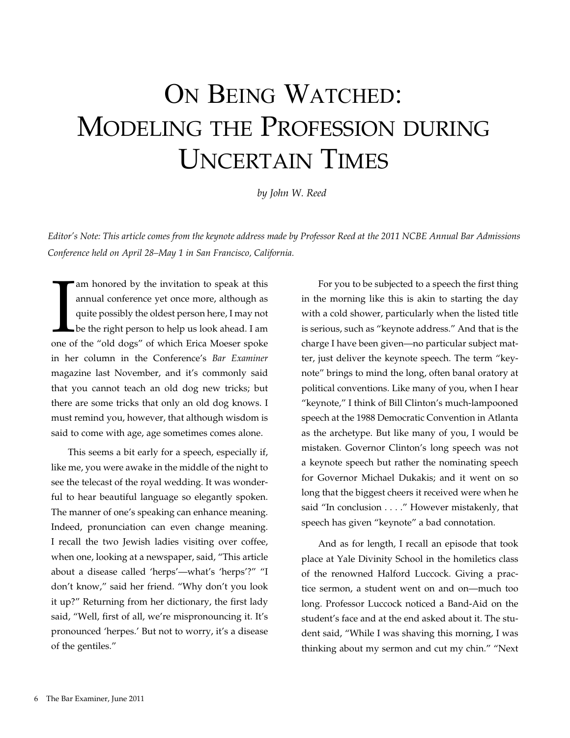# On Being Watched: Modeling the Profession during Uncertain Times

*by John W. Reed*

*Editor's Note: This article comes from the keynote address made by Professor Reed at the 2011 NCBE Annual Bar Admissions Conference held on April 28–May 1 in San Francisco, California.*

I am honored by the invitation to speak at this annual conference yet once more, although as quite possibly the oldest person here, I may not be the right person to help us look ahead. I am one of the "old dogs" of which Erica Moeser spoke in her column in the Conference's *Bar Examiner* magazine last November, and it's commonly said that you cannot teach an old dog new tricks; but there are some tricks that only an old dog knows. I must remind you, however, that although wisdom is said to come with age, age sometimes comes alone.

This seems a bit early for a speech, especially if, like me, you were awake in the middle of the night to see the telecast of the royal wedding. It was wonderful to hear beautiful language so elegantly spoken. The manner of one's speaking can enhance meaning. Indeed, pronunciation can even change meaning. I recall the two Jewish ladies visiting over coffee, when one, looking at a newspaper, said, "This article about a disease called 'herps'—what's 'herps'?" "I don't know," said her friend. "Why don't you look it up?" Returning from her dictionary, the first lady said, "Well, first of all, we're mispronouncing it. It's pronounced 'herpes.' But not to worry, it's a disease of the gentiles."

For you to be subjected to a speech the first thing in the morning like this is akin to starting the day with a cold shower, particularly when the listed title is serious, such as "keynote address." And that is the charge I have been given—no particular subject matter, just deliver the keynote speech. The term "keynote" brings to mind the long, often banal oratory at political conventions. Like many of you, when I hear "keynote," I think of Bill Clinton's much-lampooned speech at the 1988 Democratic Convention in Atlanta as the archetype. But like many of you, I would be mistaken. Governor Clinton's long speech was not a keynote speech but rather the nominating speech for Governor Michael Dukakis; and it went on so long that the biggest cheers it received were when he said "In conclusion . . . ." However mistakenly, that speech has given "keynote" a bad connotation.

And as for length, I recall an episode that took place at Yale Divinity School in the homiletics class of the renowned Halford Luccock. Giving a practice sermon, a student went on and on—much too long. Professor Luccock noticed a Band-Aid on the student's face and at the end asked about it. The student said, "While I was shaving this morning, I was thinking about my sermon and cut my chin." "Next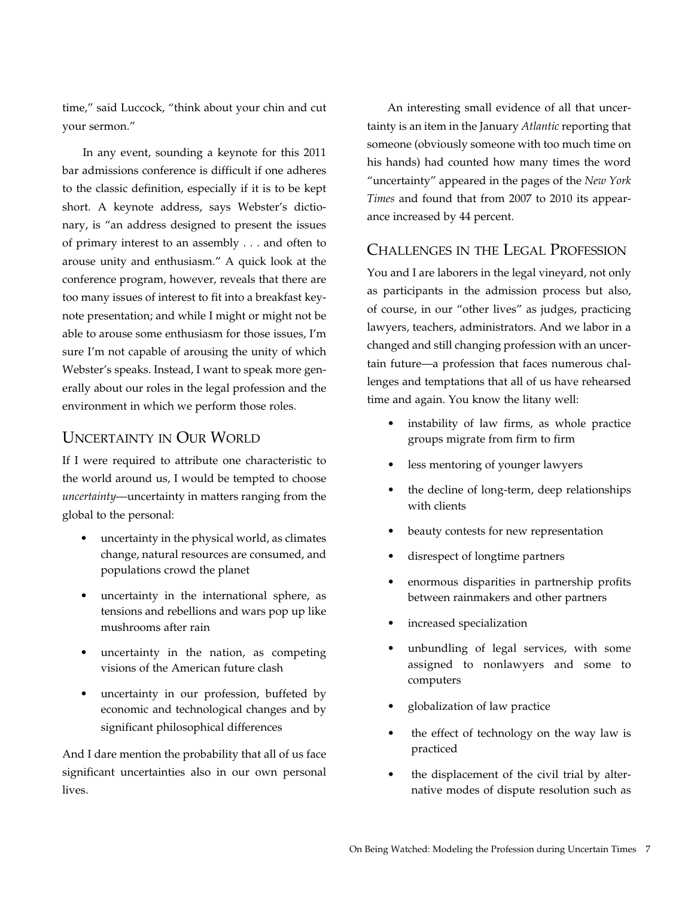time," said Luccock, "think about your chin and cut your sermon."

In any event, sounding a keynote for this 2011 bar admissions conference is difficult if one adheres to the classic definition, especially if it is to be kept short. A keynote address, says Webster's dictionary, is "an address designed to present the issues of primary interest to an assembly . . . and often to arouse unity and enthusiasm." A quick look at the conference program, however, reveals that there are too many issues of interest to fit into a breakfast keynote presentation; and while I might or might not be able to arouse some enthusiasm for those issues, I'm sure I'm not capable of arousing the unity of which Webster's speaks. Instead, I want to speak more generally about our roles in the legal profession and the environment in which we perform those roles.

## Uncertainty in Our World

If I were required to attribute one characteristic to the world around us, I would be tempted to choose *uncertainty*—uncertainty in matters ranging from the global to the personal:

- uncertainty in the physical world, as climates change, natural resources are consumed, and populations crowd the planet
- uncertainty in the international sphere, as tensions and rebellions and wars pop up like mushrooms after rain
- uncertainty in the nation, as competing visions of the American future clash
- uncertainty in our profession, buffeted by economic and technological changes and by significant philosophical differences

And I dare mention the probability that all of us face significant uncertainties also in our own personal lives.

An interesting small evidence of all that uncertainty is an item in the January *Atlantic* reporting that someone (obviously someone with too much time on his hands) had counted how many times the word "uncertainty" appeared in the pages of the *New York Times* and found that from 2007 to 2010 its appearance increased by 44 percent.

## Challenges in the Legal Profession

You and I are laborers in the legal vineyard, not only as participants in the admission process but also, of course, in our "other lives" as judges, practicing lawyers, teachers, administrators. And we labor in a changed and still changing profession with an uncertain future—a profession that faces numerous challenges and temptations that all of us have rehearsed time and again. You know the litany well:

- instability of law firms, as whole practice groups migrate from firm to firm
- less mentoring of younger lawyers
- the decline of long-term, deep relationships with clients
- beauty contests for new representation
- disrespect of longtime partners
- enormous disparities in partnership profits between rainmakers and other partners
- increased specialization
- unbundling of legal services, with some assigned to nonlawyers and some to computers
- globalization of law practice
- the effect of technology on the way law is practiced
- the displacement of the civil trial by alternative modes of dispute resolution such as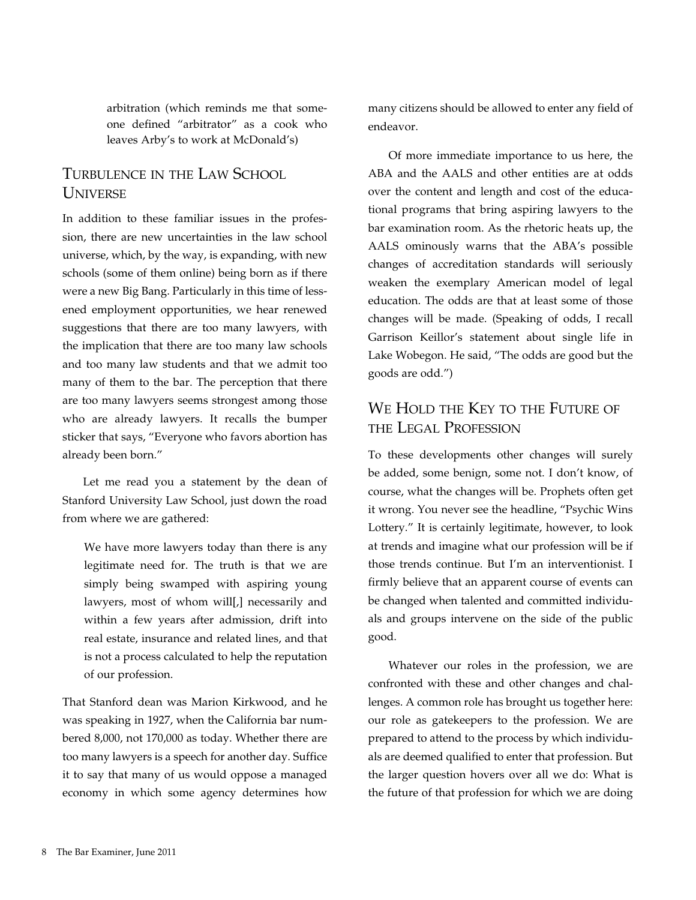arbitration (which reminds me that someone defined "arbitrator" as a cook who leaves Arby's to work at McDonald's)

## Turbulence in the Law School Universe

In addition to these familiar issues in the profession, there are new uncertainties in the law school universe, which, by the way, is expanding, with new schools (some of them online) being born as if there were a new Big Bang. Particularly in this time of lessened employment opportunities, we hear renewed suggestions that there are too many lawyers, with the implication that there are too many law schools and too many law students and that we admit too many of them to the bar. The perception that there are too many lawyers seems strongest among those who are already lawyers. It recalls the bumper sticker that says, "Everyone who favors abortion has already been born."

Let me read you a statement by the dean of Stanford University Law School, just down the road from where we are gathered:

> We have more lawyers today than there is any legitimate need for. The truth is that we are simply being swamped with aspiring young lawyers, most of whom will[,] necessarily and within a few years after admission, drift into real estate, insurance and related lines, and that is not a process calculated to help the reputation of our profession.

That Stanford dean was Marion Kirkwood, and he was speaking in 1927, when the California bar numbered 8,000, not 170,000 as today. Whether there are too many lawyers is a speech for another day. Suffice it to say that many of us would oppose a managed economy in which some agency determines how many citizens should be allowed to enter any field of endeavor.

Of more immediate importance to us here, the ABA and the AALS and other entities are at odds over the content and length and cost of the educational programs that bring aspiring lawyers to the bar examination room. As the rhetoric heats up, the AALS ominously warns that the ABA's possible changes of accreditation standards will seriously weaken the exemplary American model of legal education. The odds are that at least some of those changes will be made. (Speaking of odds, I recall Garrison Keillor's statement about single life in Lake Wobegon. He said, "The odds are good but the goods are odd.")

## We Hold the Key to the Future of the Legal Profession

To these developments other changes will surely be added, some benign, some not. I don't know, of course, what the changes will be. Prophets often get it wrong. You never see the headline, "Psychic Wins Lottery." It is certainly legitimate, however, to look at trends and imagine what our profession will be if those trends continue. But I'm an interventionist. I firmly believe that an apparent course of events can be changed when talented and committed individuals and groups intervene on the side of the public good.

Whatever our roles in the profession, we are confronted with these and other changes and challenges. A common role has brought us together here: our role as gatekeepers to the profession. We are prepared to attend to the process by which individuals are deemed qualified to enter that profession. But the larger question hovers over all we do: What is the future of that profession for which we are doing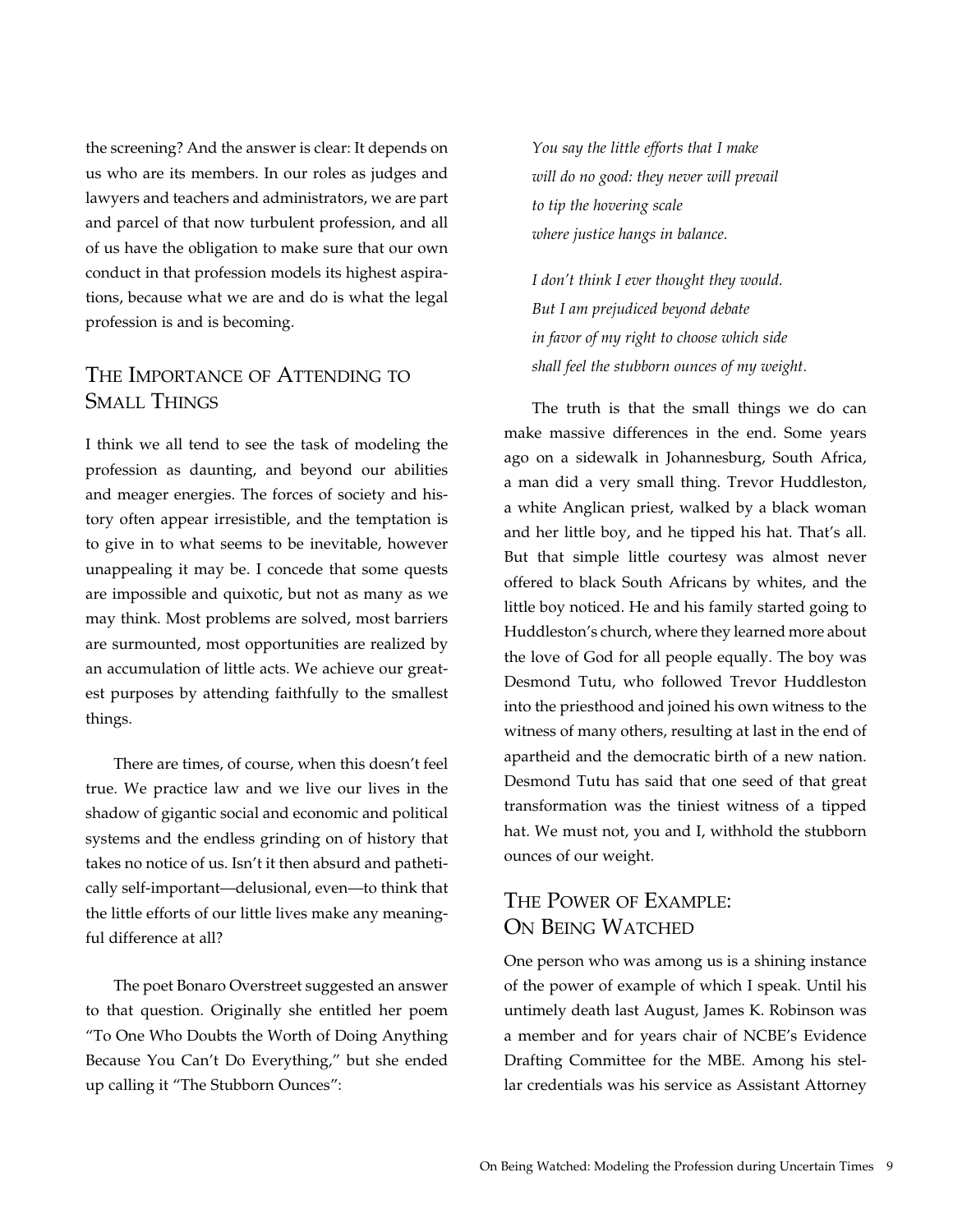the screening? And the answer is clear: It depends on us who are its members. In our roles as judges and lawyers and teachers and administrators, we are part and parcel of that now turbulent profession, and all of us have the obligation to make sure that our own conduct in that profession models its highest aspirations, because what we are and do is what the legal profession is and is becoming.

## The Importance of Attending to Small Things

I think we all tend to see the task of modeling the profession as daunting, and beyond our abilities and meager energies. The forces of society and history often appear irresistible, and the temptation is to give in to what seems to be inevitable, however unappealing it may be. I concede that some quests are impossible and quixotic, but not as many as we may think. Most problems are solved, most barriers are surmounted, most opportunities are realized by an accumulation of little acts. We achieve our greatest purposes by attending faithfully to the smallest things.

There are times, of course, when this doesn't feel true. We practice law and we live our lives in the shadow of gigantic social and economic and political systems and the endless grinding on of history that takes no notice of us. Isn't it then absurd and pathetically self-important—delusional, even—to think that the little efforts of our little lives make any meaningful difference at all?

The poet Bonaro Overstreet suggested an answer to that question. Originally she entitled her poem "To One Who Doubts the Worth of Doing Anything Because You Can't Do Everything," but she ended up calling it "The Stubborn Ounces":

*You say the little efforts that I make*
*will do no good: they never will prevail*
*to tip the hovering scale*
*where justice hangs in balance.*

*I don't think I ever thought they would.*
*But I am prejudiced beyond debate*
*in favor of my right to choose which side*
*shall feel the stubborn ounces of my weight.*

The truth is that the small things we do can make massive differences in the end. Some years ago on a sidewalk in Johannesburg, South Africa, a man did a very small thing. Trevor Huddleston, a white Anglican priest, walked by a black woman and her little boy, and he tipped his hat. That's all. But that simple little courtesy was almost never offered to black South Africans by whites, and the little boy noticed. He and his family started going to Huddleston's church, where they learned more about the love of God for all people equally. The boy was Desmond Tutu, who followed Trevor Huddleston into the priesthood and joined his own witness to the witness of many others, resulting at last in the end of apartheid and the democratic birth of a new nation. Desmond Tutu has said that one seed of that great transformation was the tiniest witness of a tipped hat. We must not, you and I, withhold the stubborn ounces of our weight.

## The Power of Example: On Being Watched

One person who was among us is a shining instance of the power of example of which I speak. Until his untimely death last August, James K. Robinson was a member and for years chair of NCBE's Evidence Drafting Committee for the MBE. Among his stellar credentials was his service as Assistant Attorney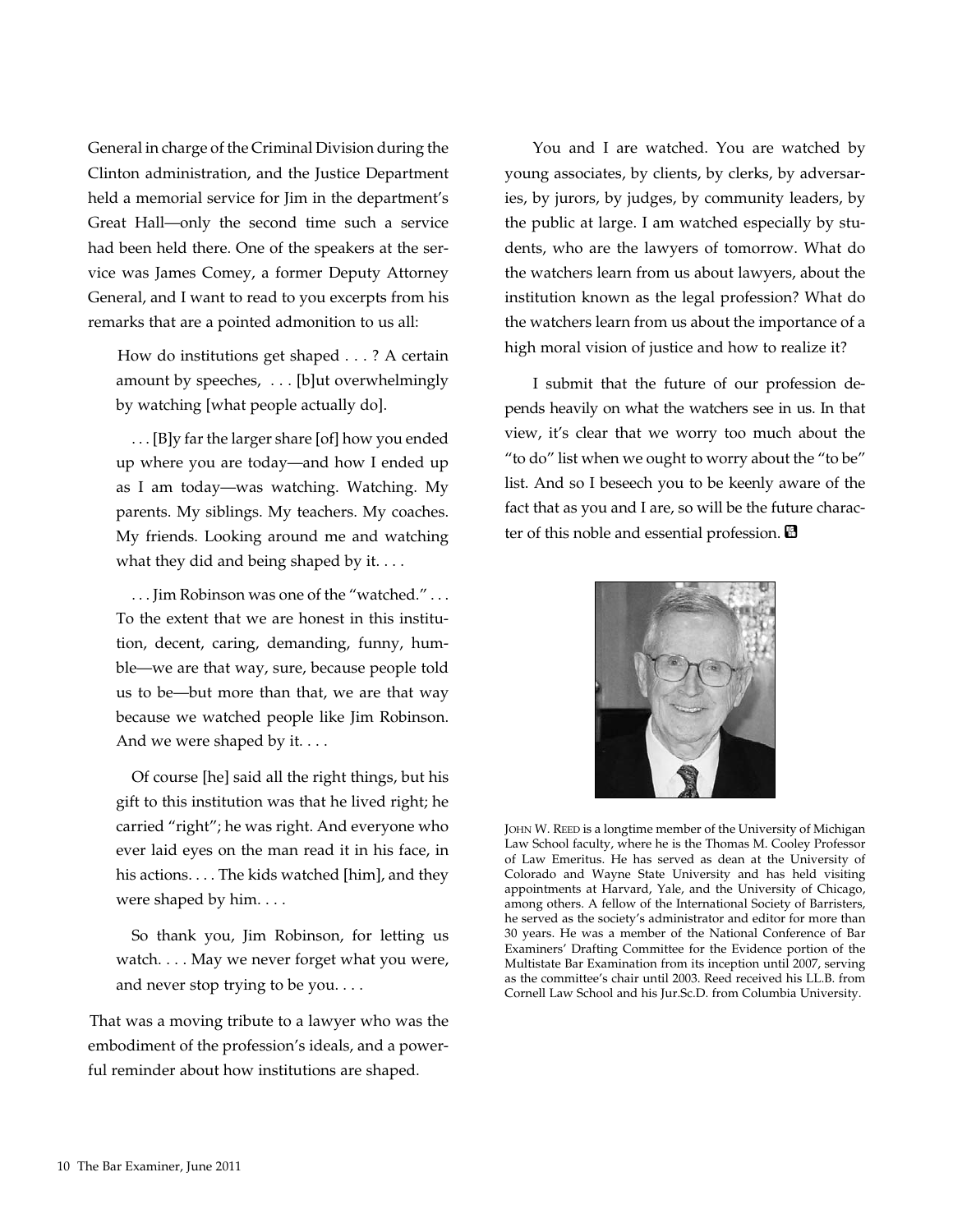General in charge of the Criminal Division during the Clinton administration, and the Justice Department held a memorial service for Jim in the department's Great Hall—only the second time such a service had been held there. One of the speakers at the service was James Comey, a former Deputy Attorney General, and I want to read to you excerpts from his remarks that are a pointed admonition to us all:

> How do institutions get shaped . . . ? A certain amount by speeches, . . . [b]ut overwhelmingly by watching [what people actually do].
>
> . . . [B]y far the larger share [of] how you ended up where you are today—and how I ended up as I am today—was watching. Watching. My parents. My siblings. My teachers. My coaches. My friends. Looking around me and watching what they did and being shaped by it. . . .
>
> . . . Jim Robinson was one of the "watched." . . . To the extent that we are honest in this institution, decent, caring, demanding, funny, humble—we are that way, sure, because people told us to be—but more than that, we are that way because we watched people like Jim Robinson. And we were shaped by it. . . .
>
> Of course [he] said all the right things, but his gift to this institution was that he lived right; he carried "right"; he was right. And everyone who ever laid eyes on the man read it in his face, in his actions. . . . The kids watched [him], and they were shaped by him. . . .
>
> So thank you, Jim Robinson, for letting us watch. . . . May we never forget what you were, and never stop trying to be you. . . .

That was a moving tribute to a lawyer who was the embodiment of the profession's ideals, and a powerful reminder about how institutions are shaped.

You and I are watched. You are watched by young associates, by clients, by clerks, by adversaries, by jurors, by judges, by community leaders, by the public at large. I am watched especially by students, who are the lawyers of tomorrow. What do the watchers learn from us about lawyers, about the institution known as the legal profession? What do the watchers learn from us about the importance of a high moral vision of justice and how to realize it?

I submit that the future of our profession depends heavily on what the watchers see in us. In that view, it's clear that we worry too much about the "to do" list when we ought to worry about the "to be" list. And so I beseech you to be keenly aware of the fact that as you and I are, so will be the future character of this noble and essential profession.

John W. Reed is a longtime member of the University of Michigan Law School faculty, where he is the Thomas M. Cooley Professor of Law Emeritus. He has served as dean at the University of Colorado and Wayne State University and has held visiting appointments at Harvard, Yale, and the University of Chicago, among others. A fellow of the International Society of Barristers, he served as the society's administrator and editor for more than 30 years. He was a member of the National Conference of Bar Examiners' Drafting Committee for the Evidence portion of the Multistate Bar Examination from its inception until 2007, serving as the committee's chair until 2003. Reed received his LL.B. from Cornell Law School and his Jur.Sc.D. from Columbia University.